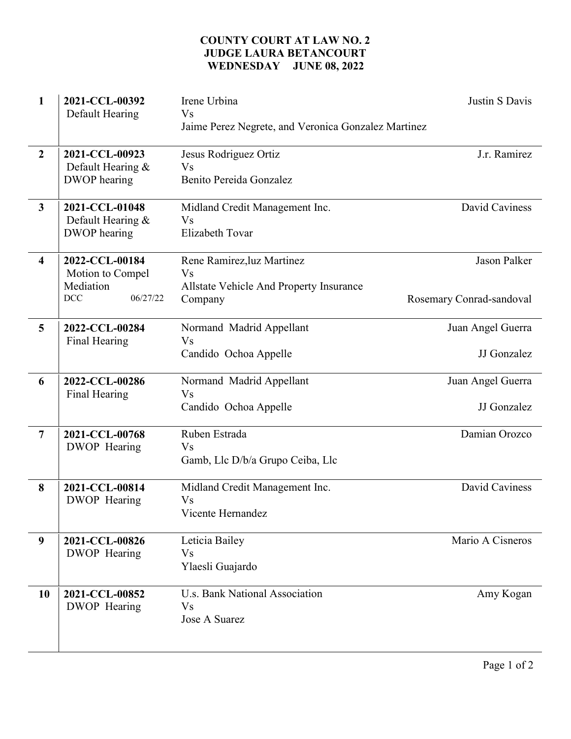**COUNTY COURT AT LAW NO. 2**
**JUDGE LAURA BETANCOURT**
**WEDNESDAY JUNE 08, 2022**

| # | Case | Parties | Attorney(s) |
|---|---|---|---|
| **1** | **2021-CCL-00392** Default Hearing | Irene Urbina Vs Jaime Perez Negrete, and Veronica Gonzalez Martinez | Justin S Davis |
| **2** | **2021-CCL-00923** Default Hearing & DWOP hearing | Jesus Rodriguez Ortiz Vs Benito Pereida Gonzalez | J.r. Ramirez |
| **3** | **2021-CCL-01048** Default Hearing & DWOP hearing | Midland Credit Management Inc. Vs Elizabeth Tovar | David Caviness |
| **4** | **2022-CCL-00184** Motion to Compel Mediation DCC 06/27/22 | Rene Ramirez,luz Martinez Vs Allstate Vehicle And Property Insurance Company | Jason Palker; Rosemary Conrad-sandoval |
| **5** | **2022-CCL-00284** Final Hearing | Normand Madrid Appellant Vs Candido Ochoa Appelle | Juan Angel Guerra; JJ Gonzalez |
| **6** | **2022-CCL-00286** Final Hearing | Normand Madrid Appellant Vs Candido Ochoa Appelle | Juan Angel Guerra; JJ Gonzalez |
| **7** | **2021-CCL-00768** DWOP Hearing | Ruben Estrada Vs Gamb, Llc D/b/a Grupo Ceiba, Llc | Damian Orozco |
| **8** | **2021-CCL-00814** DWOP Hearing | Midland Credit Management Inc. Vs Vicente Hernandez | David Caviness |
| **9** | **2021-CCL-00826** DWOP Hearing | Leticia Bailey Vs Ylaesli Guajardo | Mario A Cisneros |
| **10** | **2021-CCL-00852** DWOP Hearing | U.s. Bank National Association Vs Jose A Suarez | Amy Kogan |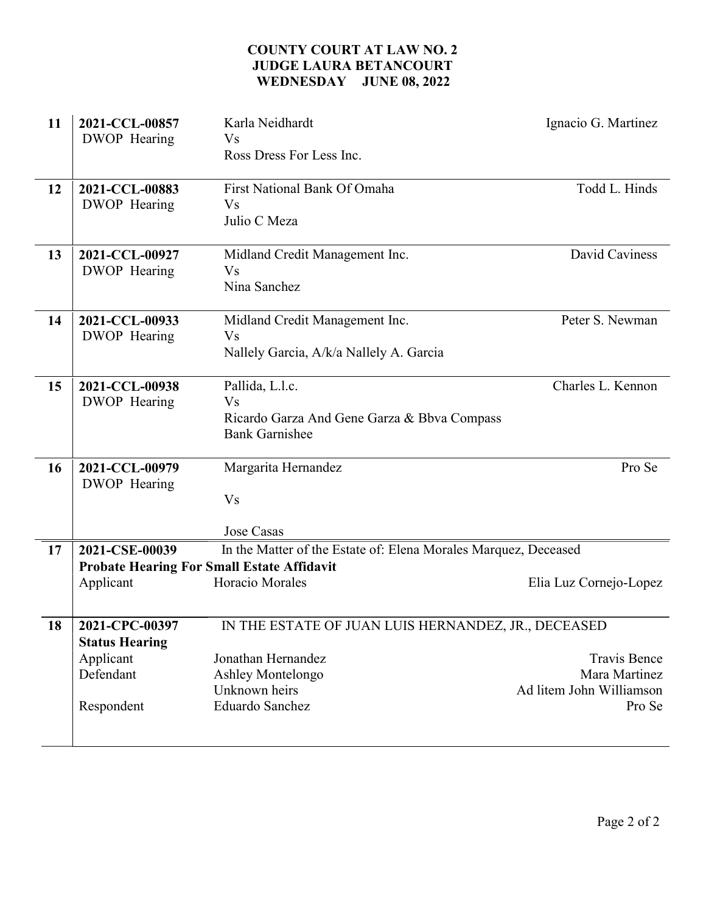**COUNTY COURT AT LAW NO. 2**
**JUDGE LAURA BETANCOURT**
**WEDNESDAY JUNE 08, 2022**

| | | | |
|---|---|---|---|
| **11** | **2021-CCL-00857** DWOP Hearing | Karla Neidhardt Vs Ross Dress For Less Inc. | Ignacio G. Martinez |
| **12** | **2021-CCL-00883** DWOP Hearing | First National Bank Of Omaha Vs Julio C Meza | Todd L. Hinds |
| **13** | **2021-CCL-00927** DWOP Hearing | Midland Credit Management Inc. Vs Nina Sanchez | David Caviness |
| **14** | **2021-CCL-00933** DWOP Hearing | Midland Credit Management Inc. Vs Nallely Garcia, A/k/a Nallely A. Garcia | Peter S. Newman |
| **15** | **2021-CCL-00938** DWOP Hearing | Pallida, L.l.c. Vs Ricardo Garza And Gene Garza & Bbva Compass Bank Garnishee | Charles L. Kennon |
| **16** | **2021-CCL-00979** DWOP Hearing | Margarita Hernandez Vs Jose Casas | Pro Se |
| **17** | **2021-CSE-00039** **Probate Hearing For Small Estate Affidavit** | In the Matter of the Estate of: Elena Morales Marquez, Deceased | |
| | Applicant | Horacio Morales | Elia Luz Cornejo-Lopez |
| **18** | **2021-CPC-00397** **Status Hearing** | IN THE ESTATE OF JUAN LUIS HERNANDEZ, JR., DECEASED | |
| | Applicant | Jonathan Hernandez | Travis Bence |
| | Defendant | Ashley Montelongo | Mara Martinez |
| | | Unknown heirs | Ad litem John Williamson |
| | Respondent | Eduardo Sanchez | Pro Se |